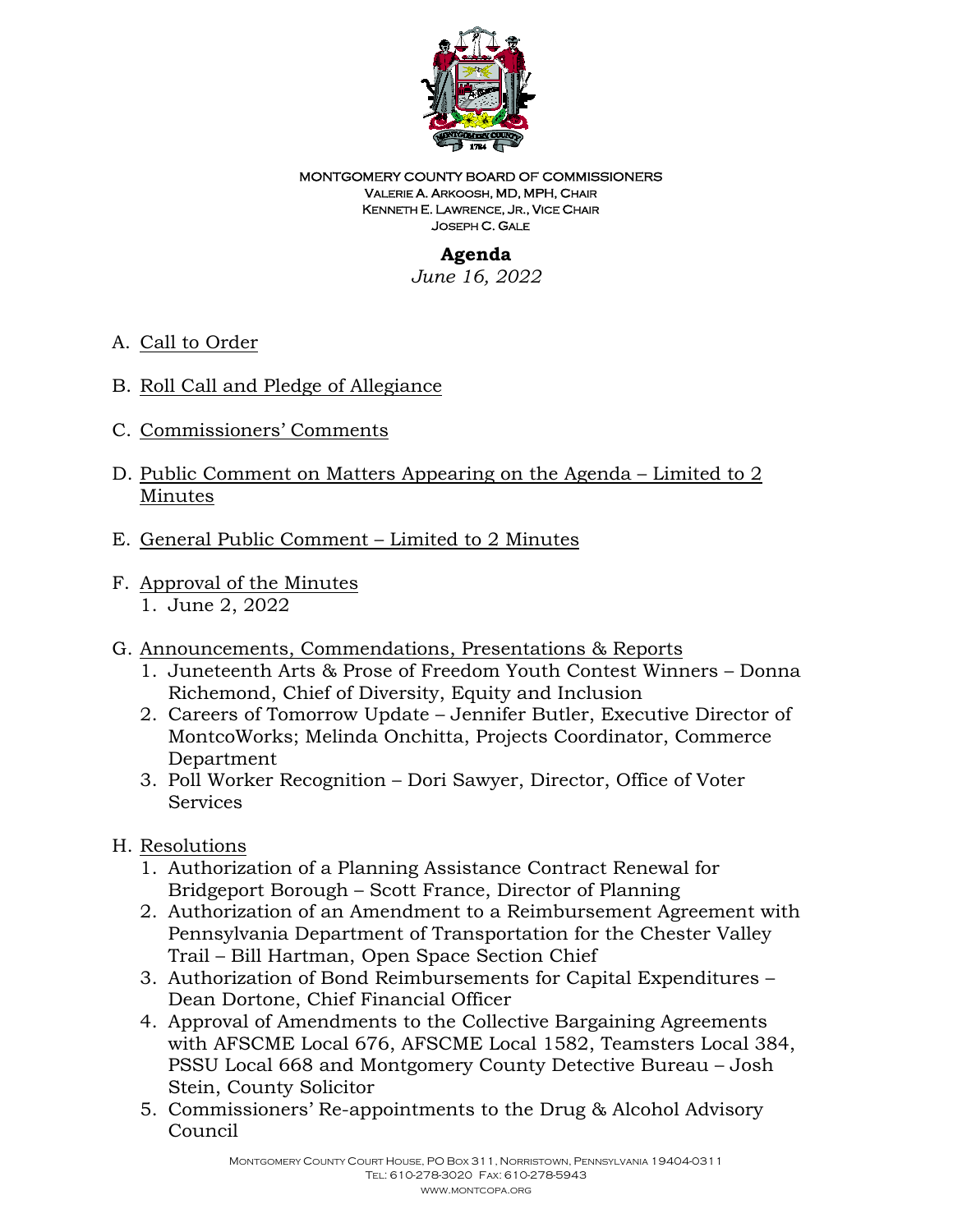MONTGOMERY COUNTY BOARD OF COMMISSIONERS
VALERIE A. ARKOOSH, MD, MPH, CHAIR
KENNETH E. LAWRENCE, JR., VICE CHAIR
JOSEPH C. GALE

# Agenda

*June 16, 2022*

A. Call to Order

B. Roll Call and Pledge of Allegiance

C. Commissioners' Comments

D. Public Comment on Matters Appearing on the Agenda – Limited to 2 Minutes

E. General Public Comment – Limited to 2 Minutes

F. Approval of the Minutes
   1. June 2, 2022

G. Announcements, Commendations, Presentations & Reports
   1. Juneteenth Arts & Prose of Freedom Youth Contest Winners – Donna Richemond, Chief of Diversity, Equity and Inclusion
   2. Careers of Tomorrow Update – Jennifer Butler, Executive Director of MontcoWorks; Melinda Onchitta, Projects Coordinator, Commerce Department
   3. Poll Worker Recognition – Dori Sawyer, Director, Office of Voter Services

H. Resolutions
   1. Authorization of a Planning Assistance Contract Renewal for Bridgeport Borough – Scott France, Director of Planning
   2. Authorization of an Amendment to a Reimbursement Agreement with Pennsylvania Department of Transportation for the Chester Valley Trail – Bill Hartman, Open Space Section Chief
   3. Authorization of Bond Reimbursements for Capital Expenditures – Dean Dortone, Chief Financial Officer
   4. Approval of Amendments to the Collective Bargaining Agreements with AFSCME Local 676, AFSCME Local 1582, Teamsters Local 384, PSSU Local 668 and Montgomery County Detective Bureau – Josh Stein, County Solicitor
   5. Commissioners' Re-appointments to the Drug & Alcohol Advisory Council

MONTGOMERY COUNTY COURT HOUSE, PO BOX 311, NORRISTOWN, PENNSYLVANIA 19404-0311
TEL: 610-278-3020 FAX: 610-278-5943
WWW.MONTCOPA.ORG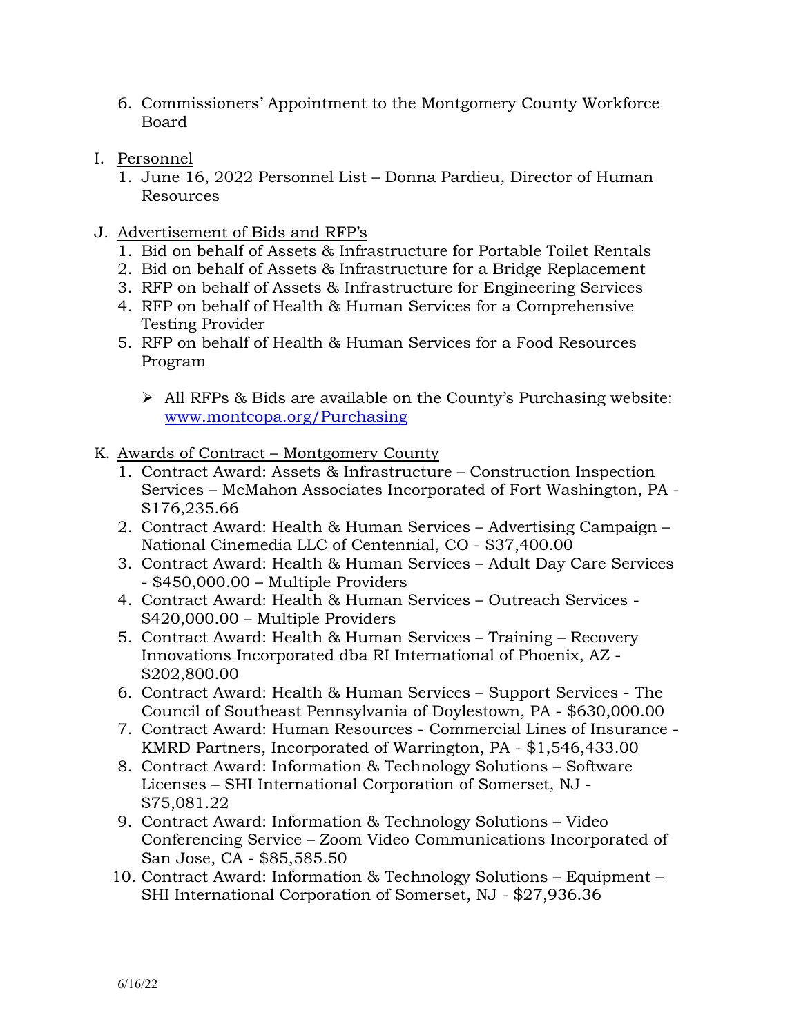6. Commissioners' Appointment to the Montgomery County Workforce Board

I. <u>Personnel</u>

1. June 16, 2022 Personnel List – Donna Pardieu, Director of Human Resources

J. <u>Advertisement of Bids and RFP's</u>

1. Bid on behalf of Assets & Infrastructure for Portable Toilet Rentals
2. Bid on behalf of Assets & Infrastructure for a Bridge Replacement
3. RFP on behalf of Assets & Infrastructure for Engineering Services
4. RFP on behalf of Health & Human Services for a Comprehensive Testing Provider
5. RFP on behalf of Health & Human Services for a Food Resources Program

   - All RFPs & Bids are available on the County's Purchasing website: [www.montcopa.org/Purchasing](http://www.montcopa.org/Purchasing)

K. <u>Awards of Contract – Montgomery County</u>

1. Contract Award: Assets & Infrastructure – Construction Inspection Services – McMahon Associates Incorporated of Fort Washington, PA - $176,235.66
2. Contract Award: Health & Human Services – Advertising Campaign – National Cinemedia LLC of Centennial, CO - $37,400.00
3. Contract Award: Health & Human Services – Adult Day Care Services - $450,000.00 – Multiple Providers
4. Contract Award: Health & Human Services – Outreach Services - $420,000.00 – Multiple Providers
5. Contract Award: Health & Human Services – Training – Recovery Innovations Incorporated dba RI International of Phoenix, AZ - $202,800.00
6. Contract Award: Health & Human Services – Support Services - The Council of Southeast Pennsylvania of Doylestown, PA - $630,000.00
7. Contract Award: Human Resources - Commercial Lines of Insurance - KMRD Partners, Incorporated of Warrington, PA - $1,546,433.00
8. Contract Award: Information & Technology Solutions – Software Licenses – SHI International Corporation of Somerset, NJ - $75,081.22
9. Contract Award: Information & Technology Solutions – Video Conferencing Service – Zoom Video Communications Incorporated of San Jose, CA - $85,585.50
10. Contract Award: Information & Technology Solutions – Equipment – SHI International Corporation of Somerset, NJ - $27,936.36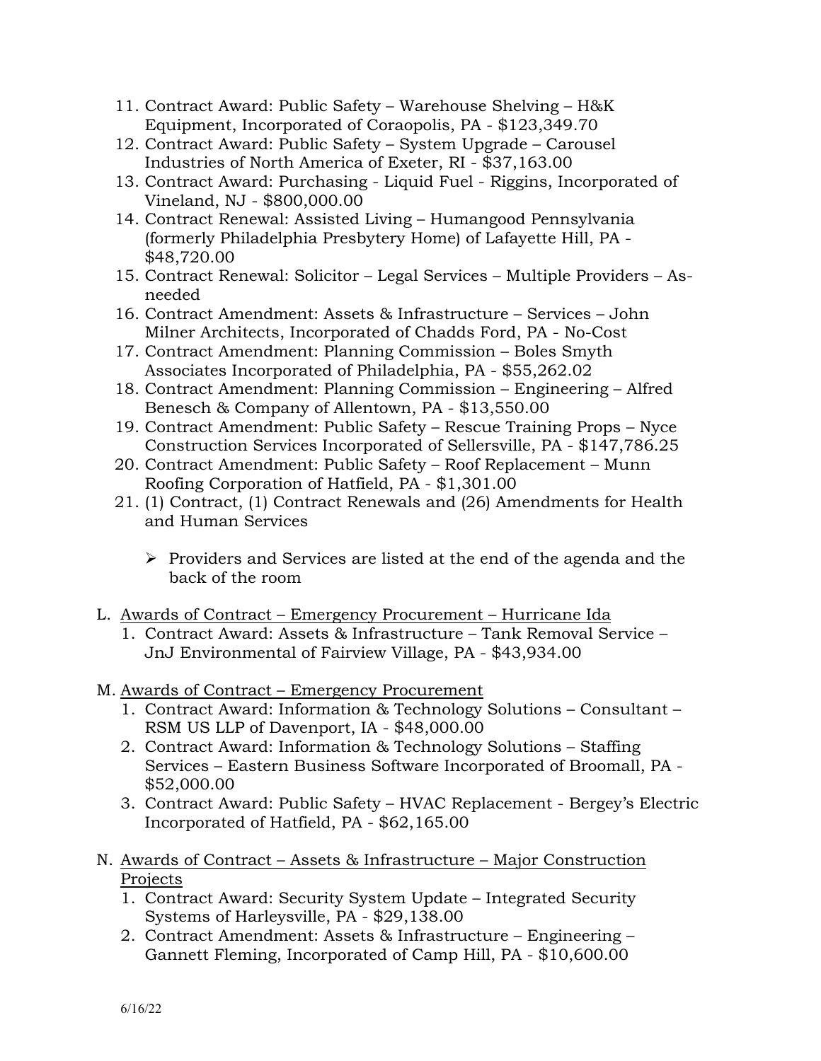11. Contract Award: Public Safety – Warehouse Shelving – H&K Equipment, Incorporated of Coraopolis, PA - $123,349.70
12. Contract Award: Public Safety – System Upgrade – Carousel Industries of North America of Exeter, RI - $37,163.00
13. Contract Award: Purchasing - Liquid Fuel - Riggins, Incorporated of Vineland, NJ - $800,000.00
14. Contract Renewal: Assisted Living – Humangood Pennsylvania (formerly Philadelphia Presbytery Home) of Lafayette Hill, PA - $48,720.00
15. Contract Renewal: Solicitor – Legal Services – Multiple Providers – As-needed
16. Contract Amendment: Assets & Infrastructure – Services – John Milner Architects, Incorporated of Chadds Ford, PA - No-Cost
17. Contract Amendment: Planning Commission – Boles Smyth Associates Incorporated of Philadelphia, PA - $55,262.02
18. Contract Amendment: Planning Commission – Engineering – Alfred Benesch & Company of Allentown, PA - $13,550.00
19. Contract Amendment: Public Safety – Rescue Training Props – Nyce Construction Services Incorporated of Sellersville, PA - $147,786.25
20. Contract Amendment: Public Safety – Roof Replacement – Munn Roofing Corporation of Hatfield, PA - $1,301.00
21. (1) Contract, (1) Contract Renewals and (26) Amendments for Health and Human Services

    - Providers and Services are listed at the end of the agenda and the back of the room

L. Awards of Contract – Emergency Procurement – Hurricane Ida

1. Contract Award: Assets & Infrastructure – Tank Removal Service – JnJ Environmental of Fairview Village, PA - $43,934.00

M. Awards of Contract – Emergency Procurement

1. Contract Award: Information & Technology Solutions – Consultant – RSM US LLP of Davenport, IA - $48,000.00
2. Contract Award: Information & Technology Solutions – Staffing Services – Eastern Business Software Incorporated of Broomall, PA - $52,000.00
3. Contract Award: Public Safety – HVAC Replacement - Bergey's Electric Incorporated of Hatfield, PA - $62,165.00

N. Awards of Contract – Assets & Infrastructure – Major Construction Projects

1. Contract Award: Security System Update – Integrated Security Systems of Harleysville, PA - $29,138.00
2. Contract Amendment: Assets & Infrastructure – Engineering – Gannett Fleming, Incorporated of Camp Hill, PA - $10,600.00

6/16/22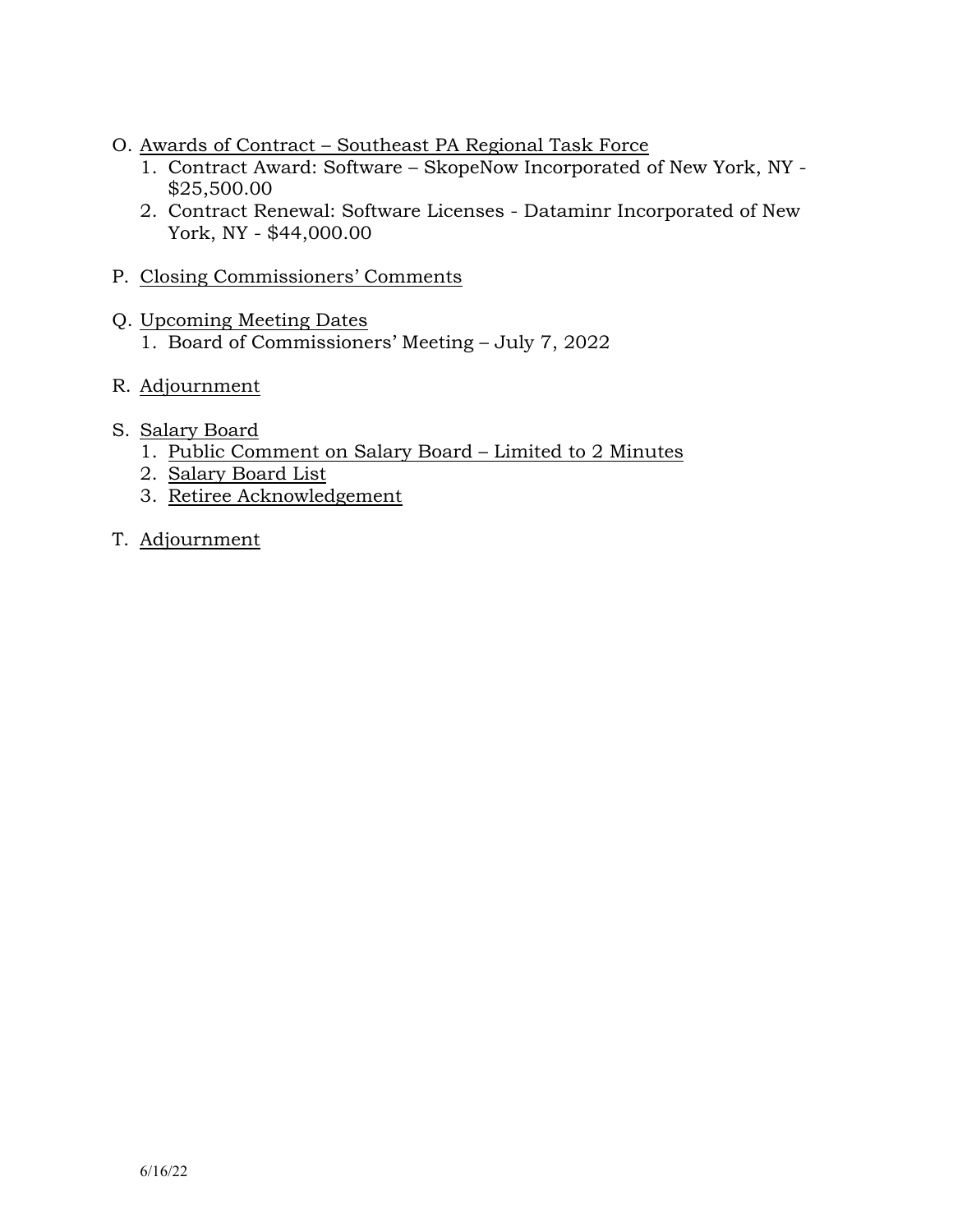O. <u>Awards of Contract – Southeast PA Regional Task Force</u>
   1. Contract Award: Software – SkopeNow Incorporated of New York, NY - $25,500.00
   2. Contract Renewal: Software Licenses - Dataminr Incorporated of New York, NY - $44,000.00

P. <u>Closing Commissioners' Comments</u>

Q. <u>Upcoming Meeting Dates</u>
   1. Board of Commissioners' Meeting – July 7, 2022

R. <u>Adjournment</u>

S. <u>Salary Board</u>
   1. <u>Public Comment on Salary Board – Limited to 2 Minutes</u>
   2. <u>Salary Board List</u>
   3. <u>Retiree Acknowledgement</u>

T. <u>Adjournment</u>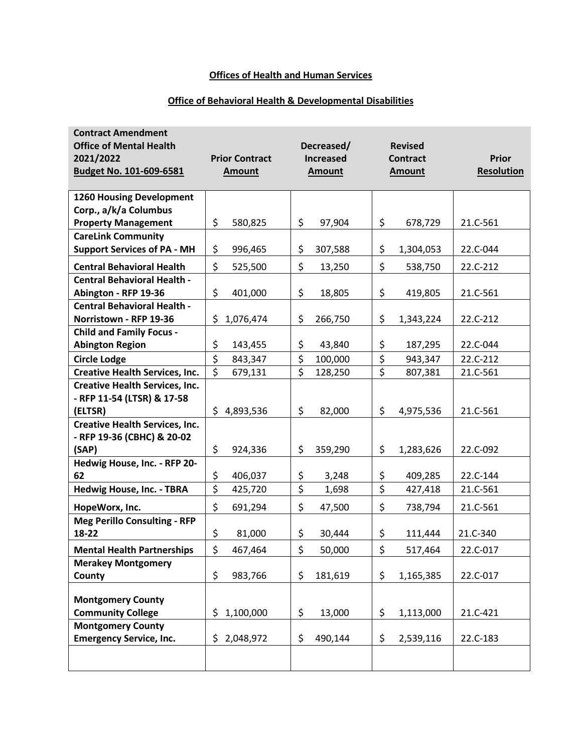**Offices of Health and Human Services**

**Office of Behavioral Health & Developmental Disabilities**

| **Contract Amendment Office of Mental Health 2021/2022 Budget No. 101-609-6581** | **Prior Contract Amount** | **Decreased/ Increased Amount** | **Revised Contract Amount** | **Prior Resolution** |
|---|---|---|---|---|
| **1260 Housing Development Corp., a/k/a Columbus Property Management** | $ 580,825 | $ 97,904 | $ 678,729 | 21.C-561 |
| **CareLink Community Support Services of PA - MH** | $ 996,465 | $ 307,588 | $ 1,304,053 | 22.C-044 |
| **Central Behavioral Health** | $ 525,500 | $ 13,250 | $ 538,750 | 22.C-212 |
| **Central Behavioral Health - Abington - RFP 19-36** | $ 401,000 | $ 18,805 | $ 419,805 | 21.C-561 |
| **Central Behavioral Health - Norristown - RFP 19-36** | $ 1,076,474 | $ 266,750 | $ 1,343,224 | 22.C-212 |
| **Child and Family Focus - Abington Region** | $ 143,455 | $ 43,840 | $ 187,295 | 22.C-044 |
| **Circle Lodge** | $ 843,347 | $ 100,000 | $ 943,347 | 22.C-212 |
| **Creative Health Services, Inc.** | $ 679,131 | $ 128,250 | $ 807,381 | 21.C-561 |
| **Creative Health Services, Inc. - RFP 11-54 (LTSR) & 17-58 (ELTSR)** | $ 4,893,536 | $ 82,000 | $ 4,975,536 | 21.C-561 |
| **Creative Health Services, Inc. - RFP 19-36 (CBHC) & 20-02 (SAP)** | $ 924,336 | $ 359,290 | $ 1,283,626 | 22.C-092 |
| **Hedwig House, Inc. - RFP 20-62** | $ 406,037 | $ 3,248 | $ 409,285 | 22.C-144 |
| **Hedwig House, Inc. - TBRA** | $ 425,720 | $ 1,698 | $ 427,418 | 21.C-561 |
| **HopeWorx, Inc.** | $ 691,294 | $ 47,500 | $ 738,794 | 21.C-561 |
| **Meg Perillo Consulting - RFP 18-22** | $ 81,000 | $ 30,444 | $ 111,444 | 21.C-340 |
| **Mental Health Partnerships** | $ 467,464 | $ 50,000 | $ 517,464 | 22.C-017 |
| **Merakey Montgomery County** | $ 983,766 | $ 181,619 | $ 1,165,385 | 22.C-017 |
| **Montgomery County Community College** | $ 1,100,000 | $ 13,000 | $ 1,113,000 | 21.C-421 |
| **Montgomery County Emergency Service, Inc.** | $ 2,048,972 | $ 490,144 | $ 2,539,116 | 22.C-183 |
| | | | | |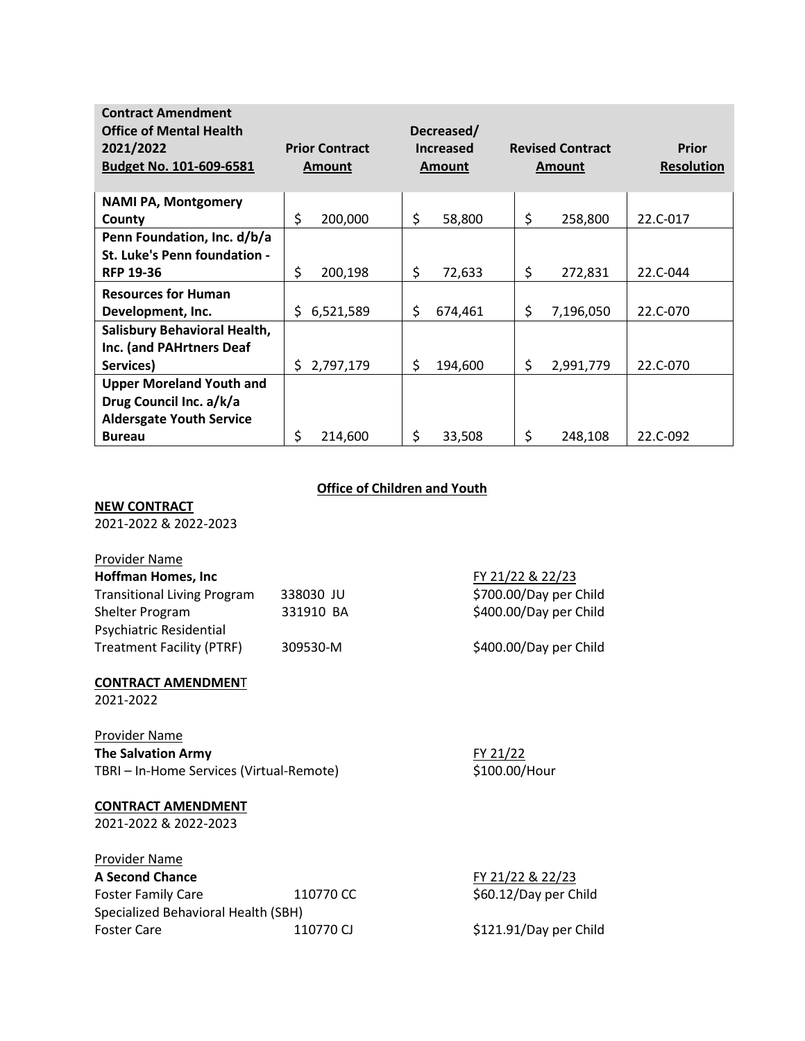| Contract Amendment Office of Mental Health 2021/2022 Budget No. 101-609-6581 | Prior Contract Amount | Decreased/ Increased Amount | Revised Contract Amount | Prior Resolution |
|---|---|---|---|---|
| **NAMI PA, Montgomery County** | $ 200,000 | $ 58,800 | $ 258,800 | 22.C-017 |
| **Penn Foundation, Inc. d/b/a St. Luke's Penn foundation - RFP 19-36** | $ 200,198 | $ 72,633 | $ 272,831 | 22.C-044 |
| **Resources for Human Development, Inc.** | $ 6,521,589 | $ 674,461 | $ 7,196,050 | 22.C-070 |
| **Salisbury Behavioral Health, Inc. (and PAHrtners Deaf Services)** | $ 2,797,179 | $ 194,600 | $ 2,991,779 | 22.C-070 |
| **Upper Moreland Youth and Drug Council Inc. a/k/a Aldersgate Youth Service Bureau** | $ 214,600 | $ 33,508 | $ 248,108 | 22.C-092 |

## Office of Children and Youth

**NEW CONTRACT**
2021-2022 & 2022-2023

| Provider Name | | FY 21/22 & 22/23 |
|---|---|---|
| **Hoffman Homes, Inc** | | |
| Transitional Living Program | 338030 JU | $700.00/Day per Child |
| Shelter Program | 331910 BA | $400.00/Day per Child |
| Psychiatric Residential Treatment Facility (PTRF) | 309530-M | $400.00/Day per Child |

**CONTRACT AMENDMENT**
2021-2022

| Provider Name | FY 21/22 |
|---|---|
| **The Salvation Army** | |
| TBRI – In-Home Services (Virtual-Remote) | $100.00/Hour |

**CONTRACT AMENDMENT**
2021-2022 & 2022-2023

| Provider Name | | FY 21/22 & 22/23 |
|---|---|---|
| **A Second Chance** | | |
| Foster Family Care | 110770 CC | $60.12/Day per Child |
| Specialized Behavioral Health (SBH) Foster Care | 110770 CJ | $121.91/Day per Child |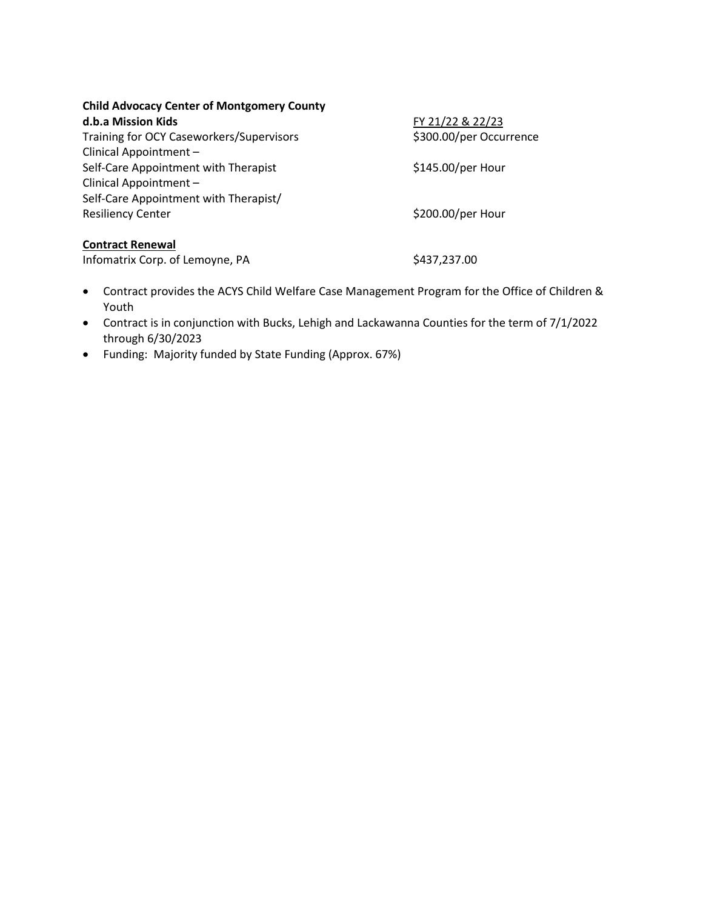**Child Advocacy Center of Montgomery County**

| **d.b.a Mission Kids** | FY 21/22 & 22/23 |
|---|---|
| Training for OCY Caseworkers/Supervisors | $300.00/per Occurrence |
| Clinical Appointment – Self-Care Appointment with Therapist | $145.00/per Hour |
| Clinical Appointment – Self-Care Appointment with Therapist/ Resiliency Center | $200.00/per Hour |

**Contract Renewal**

Infomatrix Corp. of Lemoyne, PA $437,237.00

- Contract provides the ACYS Child Welfare Case Management Program for the Office of Children & Youth
- Contract is in conjunction with Bucks, Lehigh and Lackawanna Counties for the term of 7/1/2022 through 6/30/2023
- Funding: Majority funded by State Funding (Approx. 67%)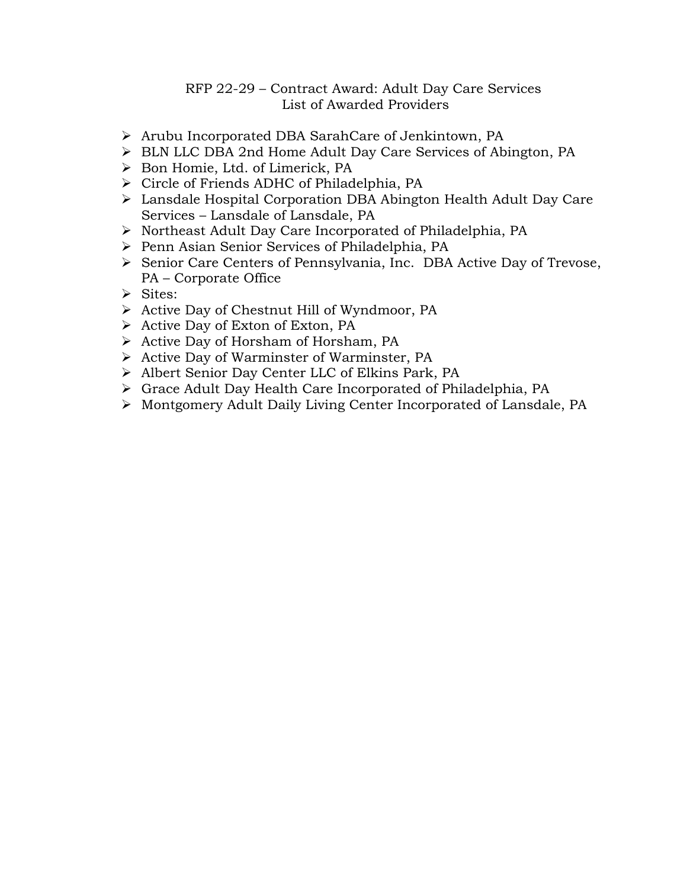# RFP 22-29 – Contract Award: Adult Day Care Services
## List of Awarded Providers

- Arubu Incorporated DBA SarahCare of Jenkintown, PA
- BLN LLC DBA 2nd Home Adult Day Care Services of Abington, PA
- Bon Homie, Ltd. of Limerick, PA
- Circle of Friends ADHC of Philadelphia, PA
- Lansdale Hospital Corporation DBA Abington Health Adult Day Care Services – Lansdale of Lansdale, PA
- Northeast Adult Day Care Incorporated of Philadelphia, PA
- Penn Asian Senior Services of Philadelphia, PA
- Senior Care Centers of Pennsylvania, Inc. DBA Active Day of Trevose, PA – Corporate Office
- Sites:
- Active Day of Chestnut Hill of Wyndmoor, PA
- Active Day of Exton of Exton, PA
- Active Day of Horsham of Horsham, PA
- Active Day of Warminster of Warminster, PA
- Albert Senior Day Center LLC of Elkins Park, PA
- Grace Adult Day Health Care Incorporated of Philadelphia, PA
- Montgomery Adult Daily Living Center Incorporated of Lansdale, PA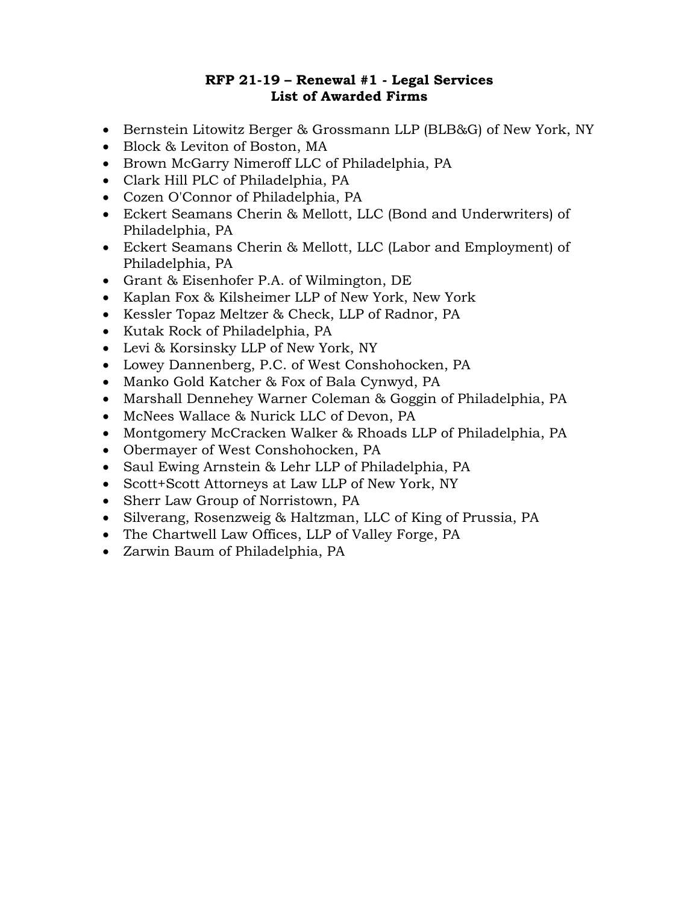# RFP 21-19 – Renewal #1 - Legal Services
## List of Awarded Firms

- Bernstein Litowitz Berger & Grossmann LLP (BLB&G) of New York, NY
- Block & Leviton of Boston, MA
- Brown McGarry Nimeroff LLC of Philadelphia, PA
- Clark Hill PLC of Philadelphia, PA
- Cozen O'Connor of Philadelphia, PA
- Eckert Seamans Cherin & Mellott, LLC (Bond and Underwriters) of Philadelphia, PA
- Eckert Seamans Cherin & Mellott, LLC (Labor and Employment) of Philadelphia, PA
- Grant & Eisenhofer P.A. of Wilmington, DE
- Kaplan Fox & Kilsheimer LLP of New York, New York
- Kessler Topaz Meltzer & Check, LLP of Radnor, PA
- Kutak Rock of Philadelphia, PA
- Levi & Korsinsky LLP of New York, NY
- Lowey Dannenberg, P.C. of West Conshohocken, PA
- Manko Gold Katcher & Fox of Bala Cynwyd, PA
- Marshall Dennehey Warner Coleman & Goggin of Philadelphia, PA
- McNees Wallace & Nurick LLC of Devon, PA
- Montgomery McCracken Walker & Rhoads LLP of Philadelphia, PA
- Obermayer of West Conshohocken, PA
- Saul Ewing Arnstein & Lehr LLP of Philadelphia, PA
- Scott+Scott Attorneys at Law LLP of New York, NY
- Sherr Law Group of Norristown, PA
- Silverang, Rosenzweig & Haltzman, LLC of King of Prussia, PA
- The Chartwell Law Offices, LLP of Valley Forge, PA
- Zarwin Baum of Philadelphia, PA